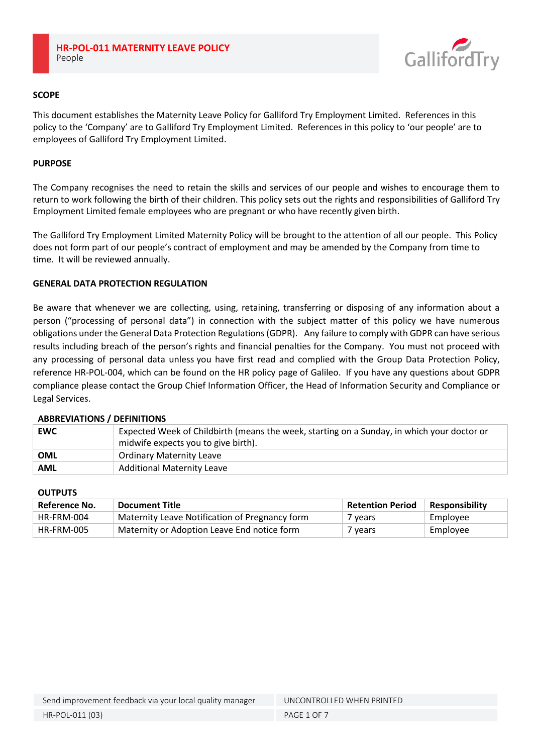# HR-POL-011 MATERNITY LEAVE POLICY

People

## SCOPE

This document establishes the Maternity Leave Policy for Galliford Try Employment Limited. References in this policy to the 'Company' are to Galliford Try Employment Limited. References in this policy to 'our people' are to employees of Galliford Try Employment Limited.

## PURPOSE

The Company recognises the need to retain the skills and services of our people and wishes to encourage them to return to work following the birth of their children. This policy sets out the rights and responsibilities of Galliford Try Employment Limited female employees who are pregnant or who have recently given birth.

The Galliford Try Employment Limited Maternity Policy will be brought to the attention of all our people. This Policy does not form part of our people's contract of employment and may be amended by the Company from time to time. It will be reviewed annually.

## GENERAL DATA PROTECTION REGULATION

Be aware that whenever we are collecting, using, retaining, transferring or disposing of any information about a person ("processing of personal data") in connection with the subject matter of this policy we have numerous obligations under the General Data Protection Regulations (GDPR). Any failure to comply with GDPR can have serious results including breach of the person's rights and financial penalties for the Company. You must not proceed with any processing of personal data unless you have first read and complied with the Group Data Protection Policy, reference HR-POL-004, which can be found on the HR policy page of Galileo. If you have any questions about GDPR compliance please contact the Group Chief Information Officer, the Head of Information Security and Compliance or Legal Services.

### ABBREVIATIONS / DEFINITIONS

| | |
|---|---|
| **EWC** | Expected Week of Childbirth (means the week, starting on a Sunday, in which your doctor or midwife expects you to give birth). |
| **OML** | Ordinary Maternity Leave |
| **AML** | Additional Maternity Leave |

### OUTPUTS

| Reference No. | Document Title | Retention Period | Responsibility |
|---|---|---|---|
| HR-FRM-004 | Maternity Leave Notification of Pregnancy form | 7 years | Employee |
| HR-FRM-005 | Maternity or Adoption Leave End notice form | 7 years | Employee |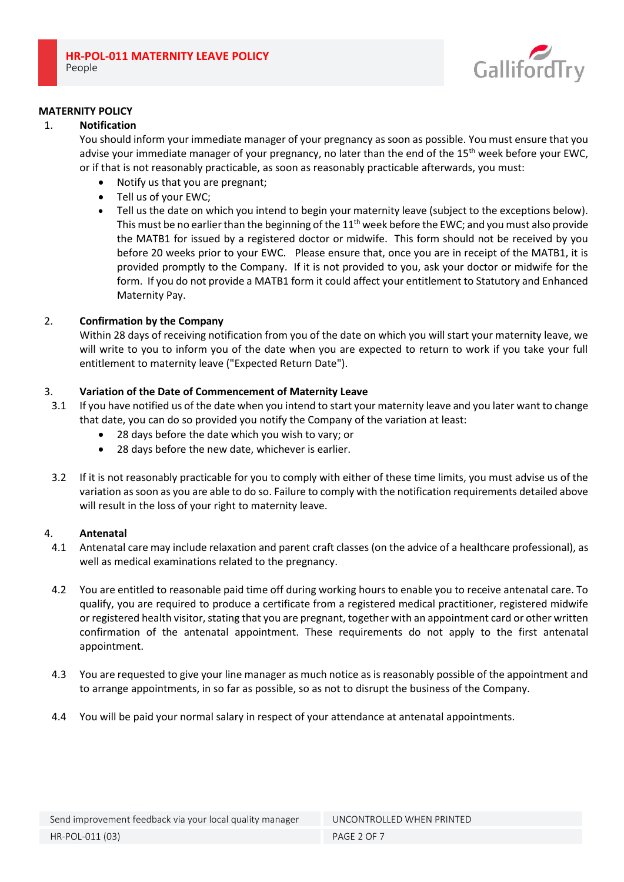## MATERNITY POLICY

### 1. Notification

You should inform your immediate manager of your pregnancy as soon as possible. You must ensure that you advise your immediate manager of your pregnancy, no later than the end of the 15th week before your EWC, or if that is not reasonably practicable, as soon as reasonably practicable afterwards, you must:

- Notify us that you are pregnant;
- Tell us of your EWC;
- Tell us the date on which you intend to begin your maternity leave (subject to the exceptions below). This must be no earlier than the beginning of the 11th week before the EWC; and you must also provide the MATB1 for issued by a registered doctor or midwife. This form should not be received by you before 20 weeks prior to your EWC. Please ensure that, once you are in receipt of the MATB1, it is provided promptly to the Company. If it is not provided to you, ask your doctor or midwife for the form. If you do not provide a MATB1 form it could affect your entitlement to Statutory and Enhanced Maternity Pay.

### 2. Confirmation by the Company

Within 28 days of receiving notification from you of the date on which you will start your maternity leave, we will write to you to inform you of the date when you are expected to return to work if you take your full entitlement to maternity leave ("Expected Return Date").

### 3. Variation of the Date of Commencement of Maternity Leave

3.1 If you have notified us of the date when you intend to start your maternity leave and you later want to change that date, you can do so provided you notify the Company of the variation at least:

- 28 days before the date which you wish to vary; or
- 28 days before the new date, whichever is earlier.

3.2 If it is not reasonably practicable for you to comply with either of these time limits, you must advise us of the variation as soon as you are able to do so. Failure to comply with the notification requirements detailed above will result in the loss of your right to maternity leave.

### 4. Antenatal

4.1 Antenatal care may include relaxation and parent craft classes (on the advice of a healthcare professional), as well as medical examinations related to the pregnancy.

4.2 You are entitled to reasonable paid time off during working hours to enable you to receive antenatal care. To qualify, you are required to produce a certificate from a registered medical practitioner, registered midwife or registered health visitor, stating that you are pregnant, together with an appointment card or other written confirmation of the antenatal appointment. These requirements do not apply to the first antenatal appointment.

4.3 You are requested to give your line manager as much notice as is reasonably possible of the appointment and to arrange appointments, in so far as possible, so as not to disrupt the business of the Company.

4.4 You will be paid your normal salary in respect of your attendance at antenatal appointments.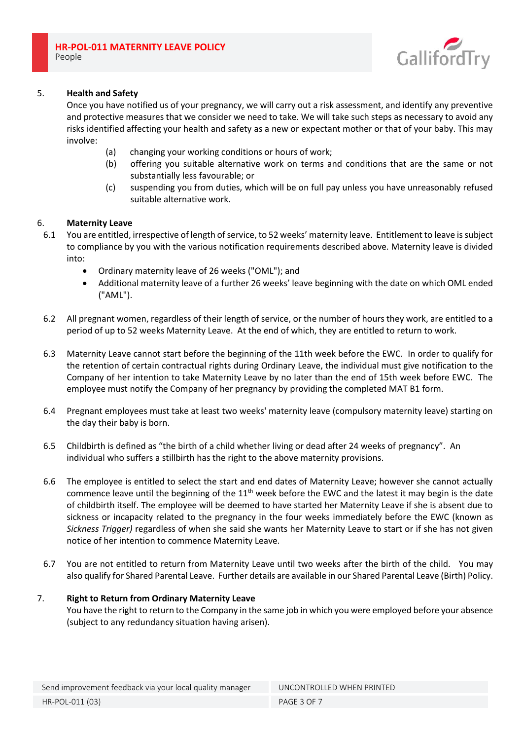## 5. Health and Safety

Once you have notified us of your pregnancy, we will carry out a risk assessment, and identify any preventive and protective measures that we consider we need to take. We will take such steps as necessary to avoid any risks identified affecting your health and safety as a new or expectant mother or that of your baby. This may involve:

- (a) changing your working conditions or hours of work;
- (b) offering you suitable alternative work on terms and conditions that are the same or not substantially less favourable; or
- (c) suspending you from duties, which will be on full pay unless you have unreasonably refused suitable alternative work.

## 6. Maternity Leave

6.1 You are entitled, irrespective of length of service, to 52 weeks' maternity leave. Entitlement to leave is subject to compliance by you with the various notification requirements described above. Maternity leave is divided into:

- Ordinary maternity leave of 26 weeks ("OML"); and
- Additional maternity leave of a further 26 weeks' leave beginning with the date on which OML ended ("AML").

6.2 All pregnant women, regardless of their length of service, or the number of hours they work, are entitled to a period of up to 52 weeks Maternity Leave. At the end of which, they are entitled to return to work.

6.3 Maternity Leave cannot start before the beginning of the 11th week before the EWC. In order to qualify for the retention of certain contractual rights during Ordinary Leave, the individual must give notification to the Company of her intention to take Maternity Leave by no later than the end of 15th week before EWC. The employee must notify the Company of her pregnancy by providing the completed MAT B1 form.

6.4 Pregnant employees must take at least two weeks' maternity leave (compulsory maternity leave) starting on the day their baby is born.

6.5 Childbirth is defined as "the birth of a child whether living or dead after 24 weeks of pregnancy". An individual who suffers a stillbirth has the right to the above maternity provisions.

6.6 The employee is entitled to select the start and end dates of Maternity Leave; however she cannot actually commence leave until the beginning of the 11th week before the EWC and the latest it may begin is the date of childbirth itself. The employee will be deemed to have started her Maternity Leave if she is absent due to sickness or incapacity related to the pregnancy in the four weeks immediately before the EWC (known as *Sickness Trigger)* regardless of when she said she wants her Maternity Leave to start or if she has not given notice of her intention to commence Maternity Leave.

6.7 You are not entitled to return from Maternity Leave until two weeks after the birth of the child. You may also qualify for Shared Parental Leave. Further details are available in our Shared Parental Leave (Birth) Policy.

## 7. Right to Return from Ordinary Maternity Leave

You have the right to return to the Company in the same job in which you were employed before your absence (subject to any redundancy situation having arisen).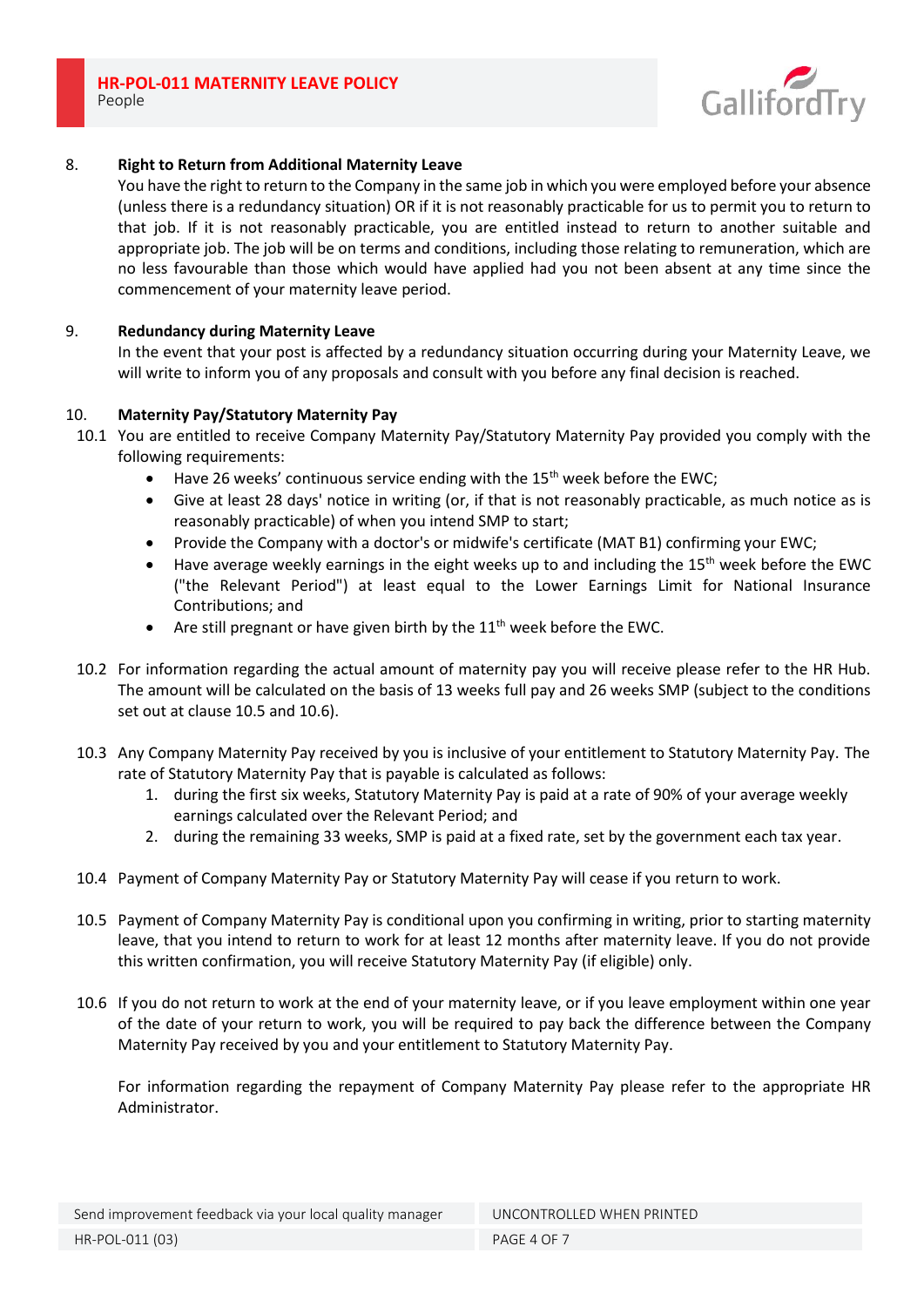8. **Right to Return from Additional Maternity Leave**

You have the right to return to the Company in the same job in which you were employed before your absence (unless there is a redundancy situation) OR if it is not reasonably practicable for us to permit you to return to that job. If it is not reasonably practicable, you are entitled instead to return to another suitable and appropriate job. The job will be on terms and conditions, including those relating to remuneration, which are no less favourable than those which would have applied had you not been absent at any time since the commencement of your maternity leave period.

9. **Redundancy during Maternity Leave**

In the event that your post is affected by a redundancy situation occurring during your Maternity Leave, we will write to inform you of any proposals and consult with you before any final decision is reached.

10. **Maternity Pay/Statutory Maternity Pay**

10.1 You are entitled to receive Company Maternity Pay/Statutory Maternity Pay provided you comply with the following requirements:

- Have 26 weeks' continuous service ending with the 15th week before the EWC;
- Give at least 28 days' notice in writing (or, if that is not reasonably practicable, as much notice as is reasonably practicable) of when you intend SMP to start;
- Provide the Company with a doctor's or midwife's certificate (MAT B1) confirming your EWC;
- Have average weekly earnings in the eight weeks up to and including the 15th week before the EWC ("the Relevant Period") at least equal to the Lower Earnings Limit for National Insurance Contributions; and
- Are still pregnant or have given birth by the 11th week before the EWC.

10.2 For information regarding the actual amount of maternity pay you will receive please refer to the HR Hub. The amount will be calculated on the basis of 13 weeks full pay and 26 weeks SMP (subject to the conditions set out at clause 10.5 and 10.6).

10.3 Any Company Maternity Pay received by you is inclusive of your entitlement to Statutory Maternity Pay. The rate of Statutory Maternity Pay that is payable is calculated as follows:

1. during the first six weeks, Statutory Maternity Pay is paid at a rate of 90% of your average weekly earnings calculated over the Relevant Period; and
2. during the remaining 33 weeks, SMP is paid at a fixed rate, set by the government each tax year.

10.4 Payment of Company Maternity Pay or Statutory Maternity Pay will cease if you return to work.

10.5 Payment of Company Maternity Pay is conditional upon you confirming in writing, prior to starting maternity leave, that you intend to return to work for at least 12 months after maternity leave. If you do not provide this written confirmation, you will receive Statutory Maternity Pay (if eligible) only.

10.6 If you do not return to work at the end of your maternity leave, or if you leave employment within one year of the date of your return to work, you will be required to pay back the difference between the Company Maternity Pay received by you and your entitlement to Statutory Maternity Pay.

For information regarding the repayment of Company Maternity Pay please refer to the appropriate HR Administrator.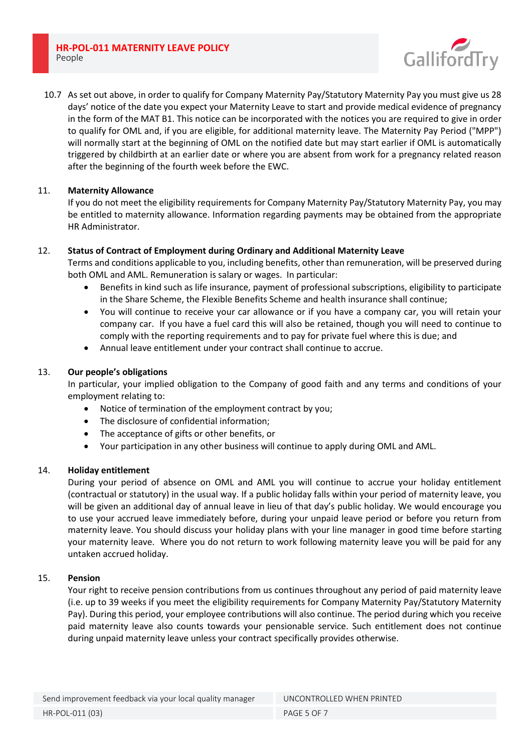10.7 As set out above, in order to qualify for Company Maternity Pay/Statutory Maternity Pay you must give us 28 days' notice of the date you expect your Maternity Leave to start and provide medical evidence of pregnancy in the form of the MAT B1. This notice can be incorporated with the notices you are required to give in order to qualify for OML and, if you are eligible, for additional maternity leave. The Maternity Pay Period ("MPP") will normally start at the beginning of OML on the notified date but may start earlier if OML is automatically triggered by childbirth at an earlier date or where you are absent from work for a pregnancy related reason after the beginning of the fourth week before the EWC.

## 11. Maternity Allowance

If you do not meet the eligibility requirements for Company Maternity Pay/Statutory Maternity Pay, you may be entitled to maternity allowance. Information regarding payments may be obtained from the appropriate HR Administrator.

## 12. Status of Contract of Employment during Ordinary and Additional Maternity Leave

Terms and conditions applicable to you, including benefits, other than remuneration, will be preserved during both OML and AML. Remuneration is salary or wages. In particular:

- Benefits in kind such as life insurance, payment of professional subscriptions, eligibility to participate in the Share Scheme, the Flexible Benefits Scheme and health insurance shall continue;
- You will continue to receive your car allowance or if you have a company car, you will retain your company car. If you have a fuel card this will also be retained, though you will need to continue to comply with the reporting requirements and to pay for private fuel where this is due; and
- Annual leave entitlement under your contract shall continue to accrue.

## 13. Our people's obligations

In particular, your implied obligation to the Company of good faith and any terms and conditions of your employment relating to:

- Notice of termination of the employment contract by you;
- The disclosure of confidential information;
- The acceptance of gifts or other benefits, or
- Your participation in any other business will continue to apply during OML and AML.

## 14. Holiday entitlement

During your period of absence on OML and AML you will continue to accrue your holiday entitlement (contractual or statutory) in the usual way. If a public holiday falls within your period of maternity leave, you will be given an additional day of annual leave in lieu of that day's public holiday. We would encourage you to use your accrued leave immediately before, during your unpaid leave period or before you return from maternity leave. You should discuss your holiday plans with your line manager in good time before starting your maternity leave. Where you do not return to work following maternity leave you will be paid for any untaken accrued holiday.

## 15. Pension

Your right to receive pension contributions from us continues throughout any period of paid maternity leave (i.e. up to 39 weeks if you meet the eligibility requirements for Company Maternity Pay/Statutory Maternity Pay). During this period, your employee contributions will also continue. The period during which you receive paid maternity leave also counts towards your pensionable service. Such entitlement does not continue during unpaid maternity leave unless your contract specifically provides otherwise.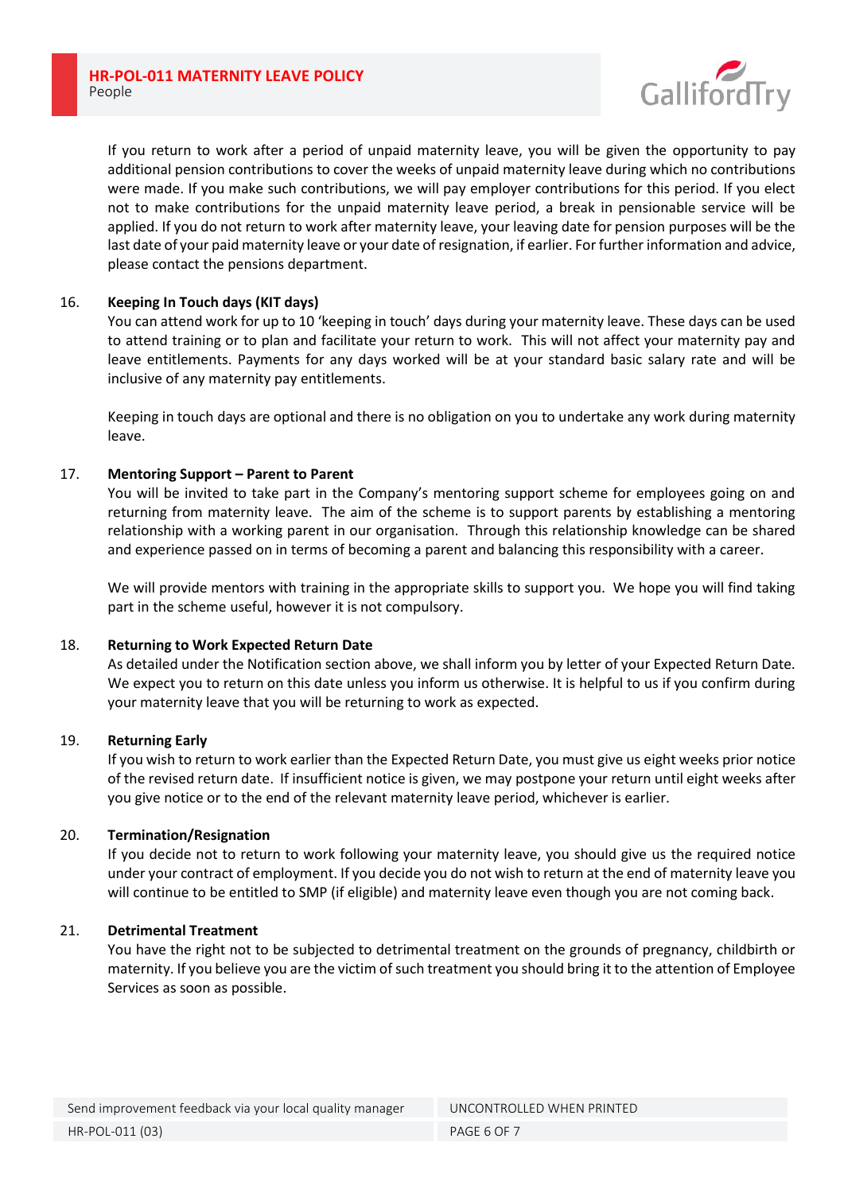If you return to work after a period of unpaid maternity leave, you will be given the opportunity to pay additional pension contributions to cover the weeks of unpaid maternity leave during which no contributions were made. If you make such contributions, we will pay employer contributions for this period. If you elect not to make contributions for the unpaid maternity leave period, a break in pensionable service will be applied. If you do not return to work after maternity leave, your leaving date for pension purposes will be the last date of your paid maternity leave or your date of resignation, if earlier. For further information and advice, please contact the pensions department.

## 16. Keeping In Touch days (KIT days)

You can attend work for up to 10 'keeping in touch' days during your maternity leave. These days can be used to attend training or to plan and facilitate your return to work. This will not affect your maternity pay and leave entitlements. Payments for any days worked will be at your standard basic salary rate and will be inclusive of any maternity pay entitlements.

Keeping in touch days are optional and there is no obligation on you to undertake any work during maternity leave.

## 17. Mentoring Support – Parent to Parent

You will be invited to take part in the Company's mentoring support scheme for employees going on and returning from maternity leave. The aim of the scheme is to support parents by establishing a mentoring relationship with a working parent in our organisation. Through this relationship knowledge can be shared and experience passed on in terms of becoming a parent and balancing this responsibility with a career.

We will provide mentors with training in the appropriate skills to support you. We hope you will find taking part in the scheme useful, however it is not compulsory.

## 18. Returning to Work Expected Return Date

As detailed under the Notification section above, we shall inform you by letter of your Expected Return Date. We expect you to return on this date unless you inform us otherwise. It is helpful to us if you confirm during your maternity leave that you will be returning to work as expected.

## 19. Returning Early

If you wish to return to work earlier than the Expected Return Date, you must give us eight weeks prior notice of the revised return date. If insufficient notice is given, we may postpone your return until eight weeks after you give notice or to the end of the relevant maternity leave period, whichever is earlier.

## 20. Termination/Resignation

If you decide not to return to work following your maternity leave, you should give us the required notice under your contract of employment. If you decide you do not wish to return at the end of maternity leave you will continue to be entitled to SMP (if eligible) and maternity leave even though you are not coming back.

## 21. Detrimental Treatment

You have the right not to be subjected to detrimental treatment on the grounds of pregnancy, childbirth or maternity. If you believe you are the victim of such treatment you should bring it to the attention of Employee Services as soon as possible.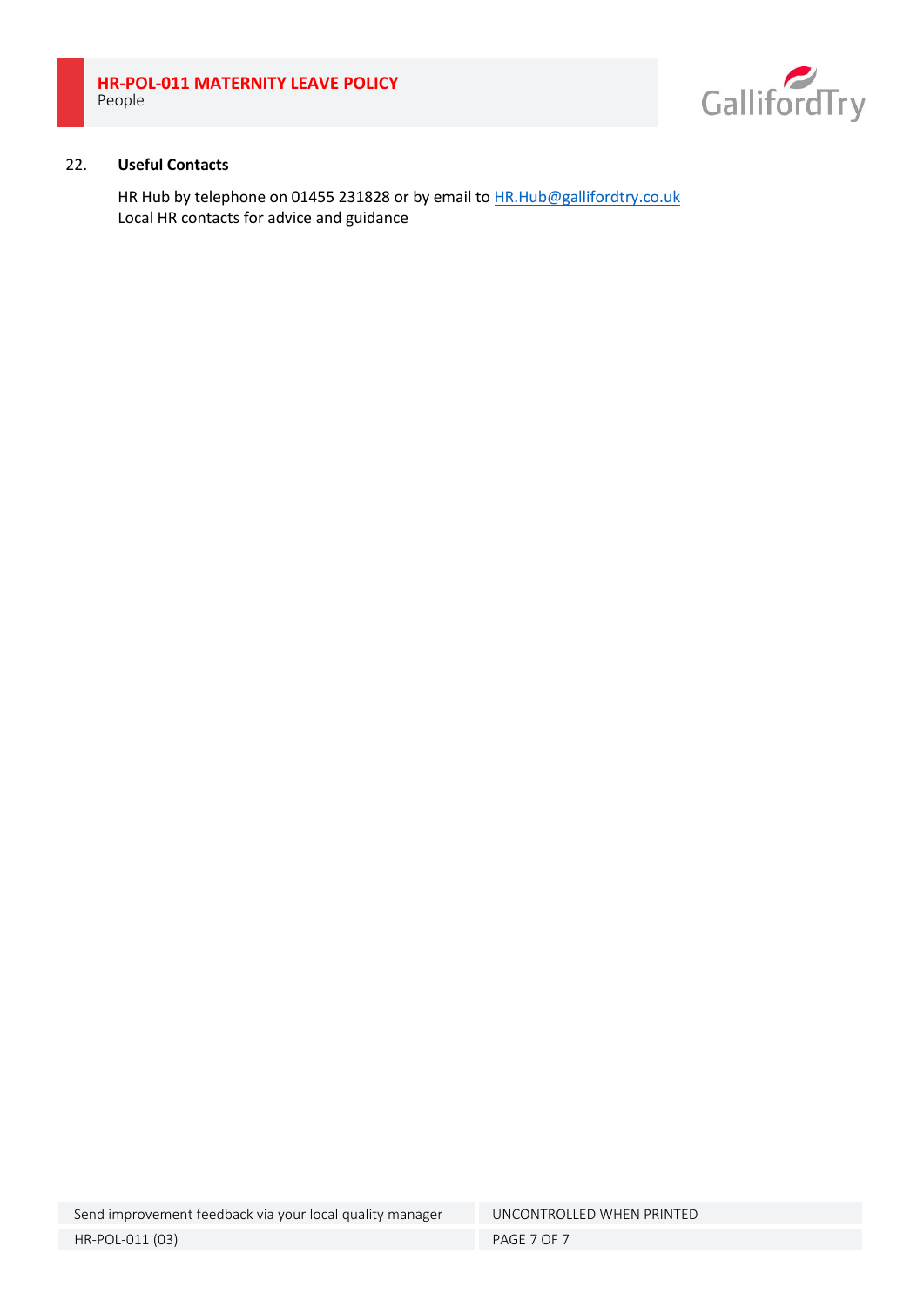## 22. Useful Contacts

HR Hub by telephone on 01455 231828 or by email to HR.Hub@gallifordtry.co.uk
Local HR contacts for advice and guidance